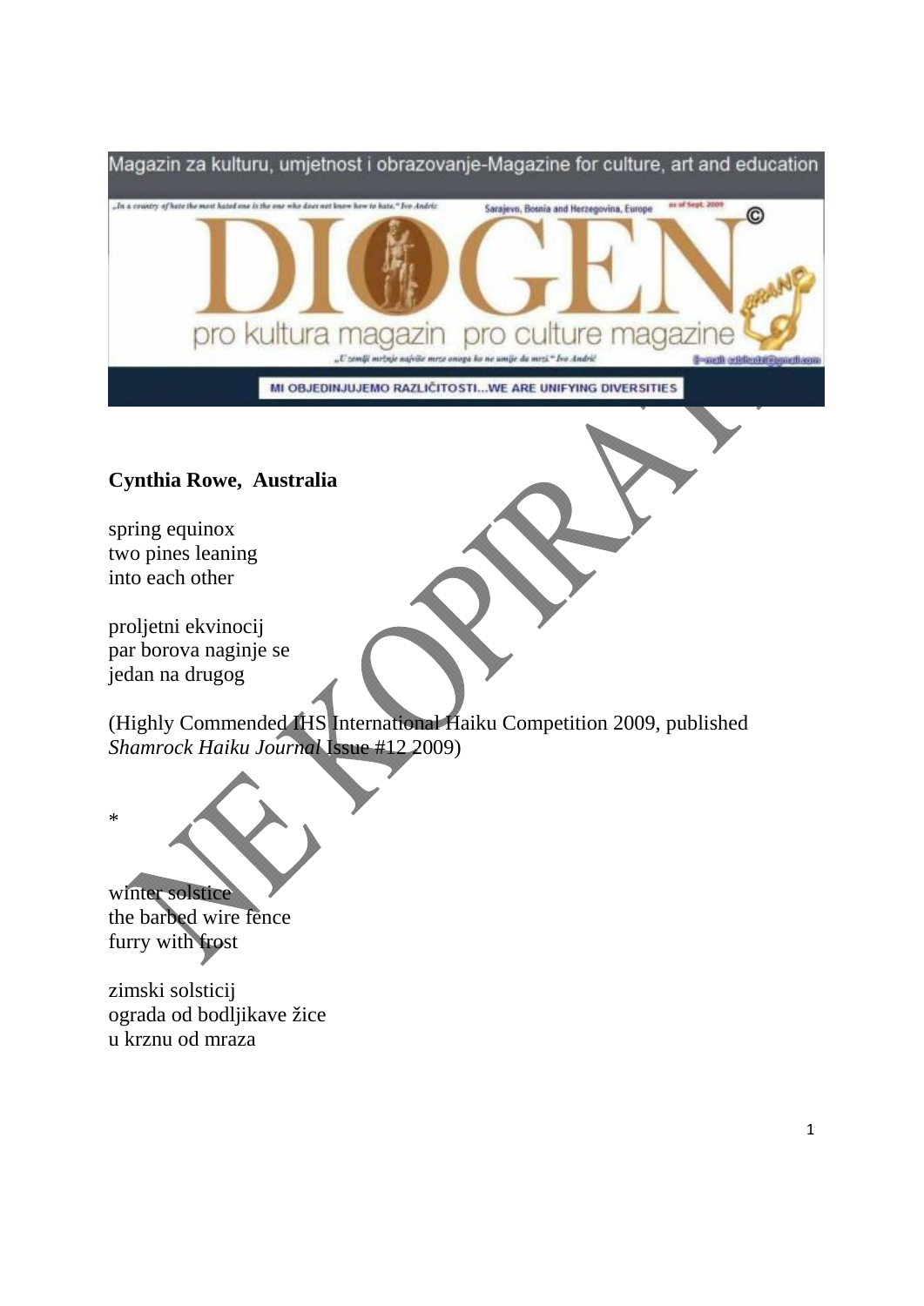**Cynthia Rowe, Australia**

spring equinox
two pines leaning
into each other

proljetni ekvinocij
par borova naginje se
jedan na drugog

(Highly Commended IHS International Haiku Competition 2009, published *Shamrock Haiku Journal* Issue #12 2009)

*

winter solstice
the barbed wire fence
furry with frost

zimski solsticij
ograda od bodljikave žice
u krznu od mraza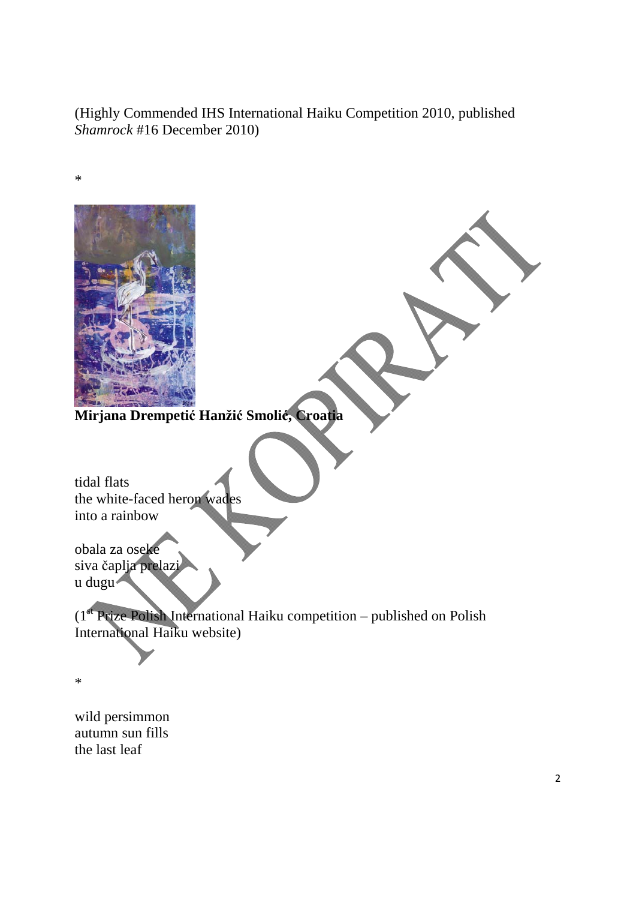(Highly Commended IHS International Haiku Competition 2010, published *Shamrock* #16 December 2010)

*

**Mirjana Drempetić Hanžić Smolić, Croatia**

tidal flats  
the white-faced heron wades  
into a rainbow

obala za oseke  
siva čaplja prelazi  
u dugu

(1st Prize Polish International Haiku competition – published on Polish International Haiku website)

*

wild persimmon  
autumn sun fills  
the last leaf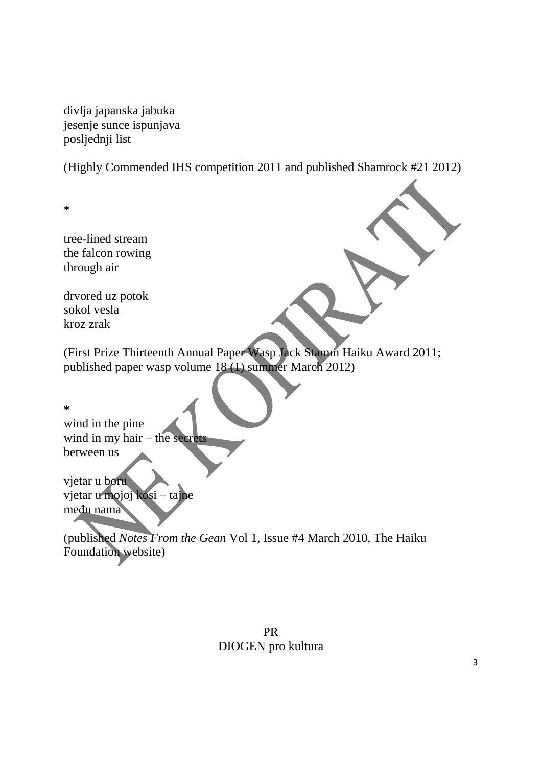divlja japanska jabuka
jesenje sunce ispunjava
posljednji list

(Highly Commended IHS competition 2011 and published Shamrock #21 2012)

*

tree-lined stream
the falcon rowing
through air

drvored uz potok
sokol vesla
kroz zrak

(First Prize Thirteenth Annual Paper Wasp Jack Stamm Haiku Award 2011; published paper wasp volume 18 (1) summer March 2012)

*

wind in the pine
wind in my hair – the secrets
between us

vjetar u boru
vjetar u mojoj kosi – tajne
među nama

(published *Notes From the Gean* Vol 1, Issue #4 March 2010, The Haiku Foundation website)